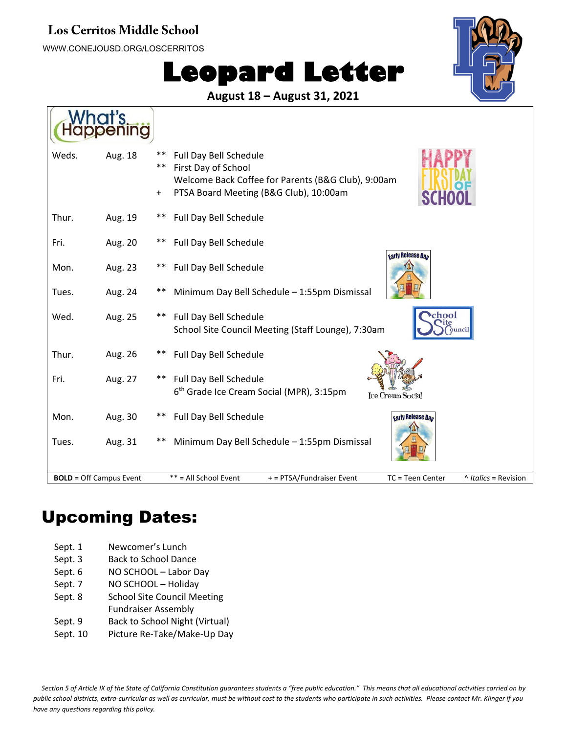**Los Cerritos Middle School**

WWW.CONEJOUSD.ORG/LOSCERRITOS

# Leopard Letter

**August 18 – August 31, 2021**

## What's Happening

| Day | Date | | Event |
|---|---|---|---|
| Weds. | Aug. 18 | ** | Full Day Bell Schedule |
| | | ** | First Day of School |
| | | | Welcome Back Coffee for Parents (B&G Club), 9:00am |
| | | + | PTSA Board Meeting (B&G Club), 10:00am |
| Thur. | Aug. 19 | ** | Full Day Bell Schedule |
| Fri. | Aug. 20 | ** | Full Day Bell Schedule |
| Mon. | Aug. 23 | ** | Full Day Bell Schedule |
| Tues. | Aug. 24 | ** | Minimum Day Bell Schedule – 1:55pm Dismissal |
| Wed. | Aug. 25 | ** | Full Day Bell Schedule |
| | | | School Site Council Meeting (Staff Lounge), 7:30am |
| Thur. | Aug. 26 | ** | Full Day Bell Schedule |
| Fri. | Aug. 27 | ** | Full Day Bell Schedule |
| | | | 6th Grade Ice Cream Social (MPR), 3:15pm |
| Mon. | Aug. 30 | ** | Full Day Bell Schedule |
| Tues. | Aug. 31 | ** | Minimum Day Bell Schedule – 1:55pm Dismissal |

**BOLD** = Off Campus Event ** = All School Event + = PTSA/Fundraiser Event TC = Teen Center ^ *Italics* = Revision

# Upcoming Dates:

| Date | Event |
|---|---|
| Sept. 1 | Newcomer's Lunch |
| Sept. 3 | Back to School Dance |
| Sept. 6 | NO SCHOOL – Labor Day |
| Sept. 7 | NO SCHOOL – Holiday |
| Sept. 8 | School Site Council Meeting |
| | Fundraiser Assembly |
| Sept. 9 | Back to School Night (Virtual) |
| Sept. 10 | Picture Re-Take/Make-Up Day |

*Section 5 of Article IX of the State of California Constitution guarantees students a "free public education." This means that all educational activities carried on by public school districts, extra-curricular as well as curricular, must be without cost to the students who participate in such activities. Please contact Mr. Klinger if you have any questions regarding this policy.*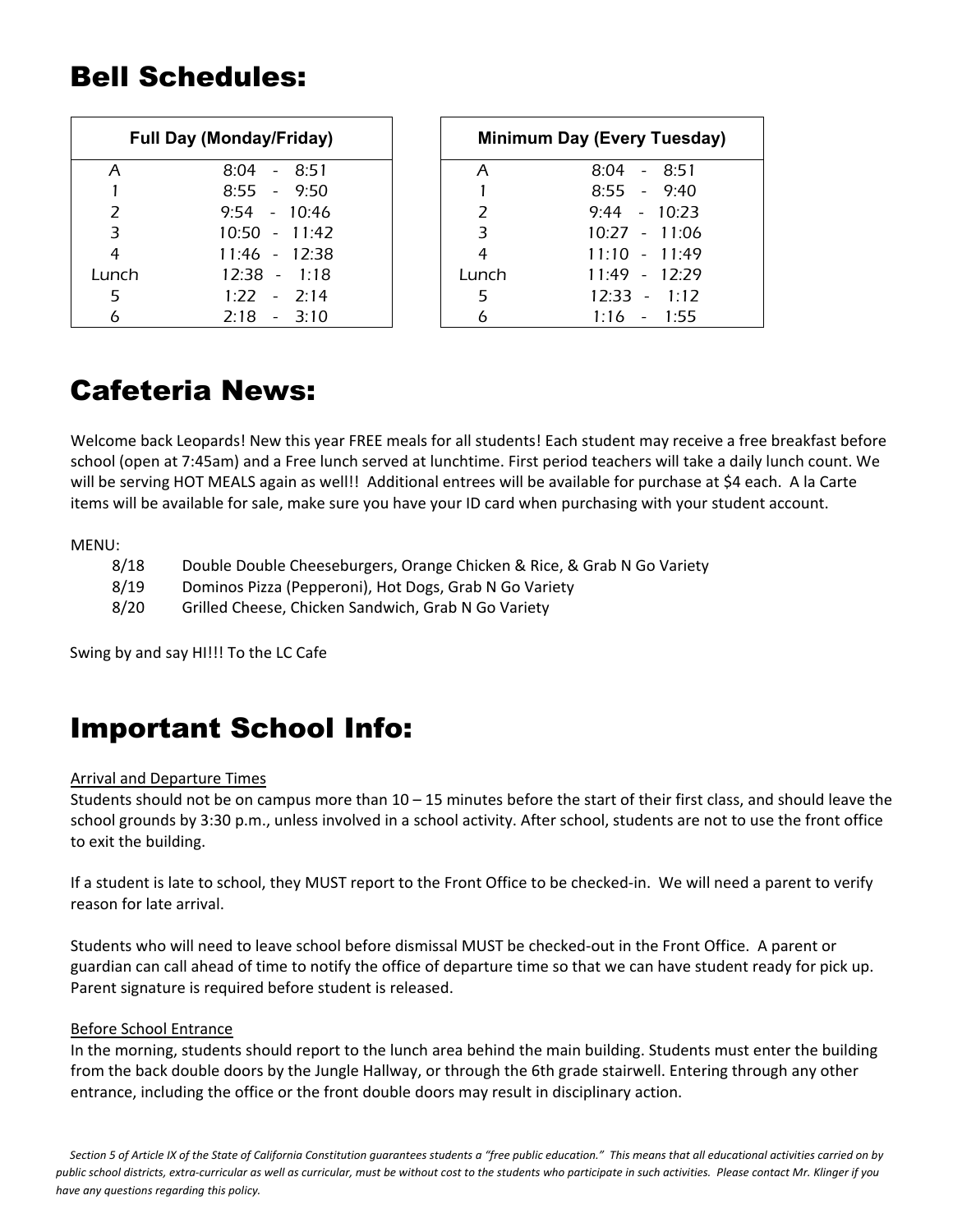# Bell Schedules:

| Full Day (Monday/Friday) | |
|---|---|
| A | 8:04 - 8:51 |
| 1 | 8:55 - 9:50 |
| 2 | 9:54 - 10:46 |
| 3 | 10:50 - 11:42 |
| 4 | 11:46 - 12:38 |
| Lunch | 12:38 - 1:18 |
| 5 | 1:22 - 2:14 |
| 6 | 2:18 - 3:10 |

| Minimum Day (Every Tuesday) | |
|---|---|
| A | 8:04 - 8:51 |
| 1 | 8:55 - 9:40 |
| 2 | 9:44 - 10:23 |
| 3 | 10:27 - 11:06 |
| 4 | 11:10 - 11:49 |
| Lunch | 11:49 - 12:29 |
| 5 | 12:33 - 1:12 |
| 6 | 1:16 - 1:55 |

# Cafeteria News:

Welcome back Leopards! New this year FREE meals for all students! Each student may receive a free breakfast before school (open at 7:45am) and a Free lunch served at lunchtime. First period teachers will take a daily lunch count. We will be serving HOT MEALS again as well!! Additional entrees will be available for purchase at $4 each. A la Carte items will be available for sale, make sure you have your ID card when purchasing with your student account.

MENU:

- 8/18 Double Double Cheeseburgers, Orange Chicken & Rice, & Grab N Go Variety
- 8/19 Dominos Pizza (Pepperoni), Hot Dogs, Grab N Go Variety
- 8/20 Grilled Cheese, Chicken Sandwich, Grab N Go Variety

Swing by and say HI!!! To the LC Cafe

# Important School Info:

Arrival and Departure Times

Students should not be on campus more than 10 – 15 minutes before the start of their first class, and should leave the school grounds by 3:30 p.m., unless involved in a school activity. After school, students are not to use the front office to exit the building.

If a student is late to school, they MUST report to the Front Office to be checked-in. We will need a parent to verify reason for late arrival.

Students who will need to leave school before dismissal MUST be checked-out in the Front Office. A parent or guardian can call ahead of time to notify the office of departure time so that we can have student ready for pick up. Parent signature is required before student is released.

Before School Entrance

In the morning, students should report to the lunch area behind the main building. Students must enter the building from the back double doors by the Jungle Hallway, or through the 6th grade stairwell. Entering through any other entrance, including the office or the front double doors may result in disciplinary action.

*Section 5 of Article IX of the State of California Constitution guarantees students a "free public education." This means that all educational activities carried on by public school districts, extra-curricular as well as curricular, must be without cost to the students who participate in such activities. Please contact Mr. Klinger if you have any questions regarding this policy.*